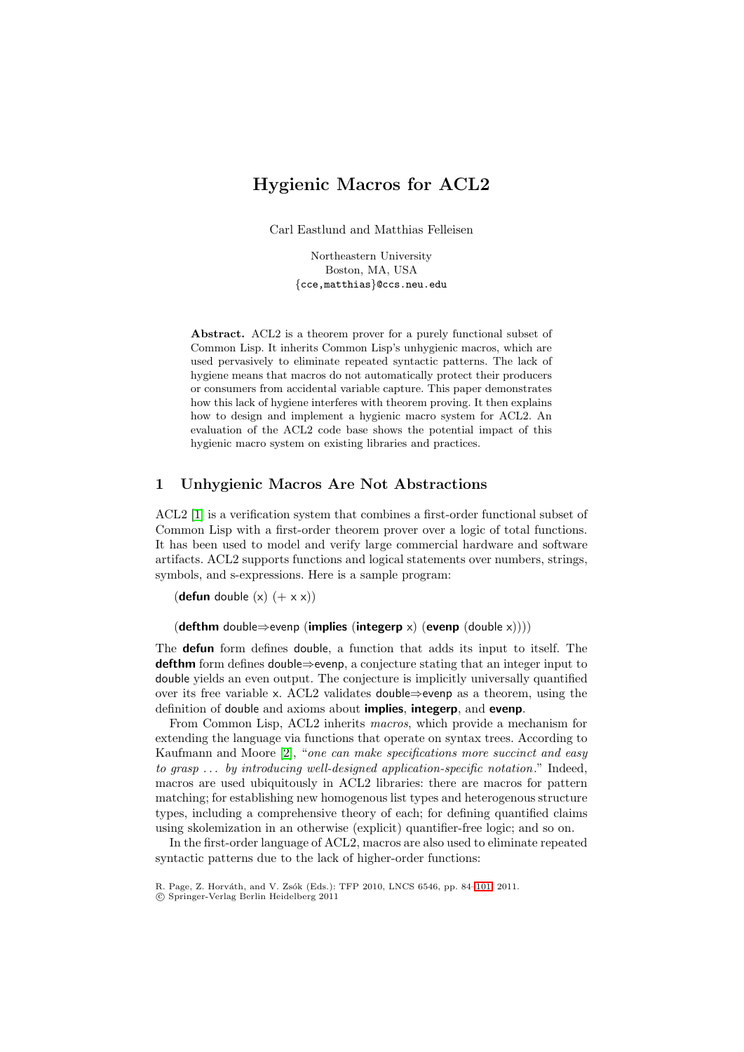# Hygienic Macros for ACL2

Carl Eastlund and Matthias Felleisen

Northeastern University
Boston, MA, USA
{cce,matthias}@ccs.neu.edu

**Abstract.** ACL2 is a theorem prover for a purely functional subset of Common Lisp. It inherits Common Lisp's unhygienic macros, which are used pervasively to eliminate repeated syntactic patterns. The lack of hygiene means that macros do not automatically protect their producers or consumers from accidental variable capture. This paper demonstrates how this lack of hygiene interferes with theorem proving. It then explains how to design and implement a hygienic macro system for ACL2. An evaluation of the ACL2 code base shows the potential impact of this hygienic macro system on existing libraries and practices.

## 1 Unhygienic Macros Are Not Abstractions

ACL2 [1] is a verification system that combines a first-order functional subset of Common Lisp with a first-order theorem prover over a logic of total functions. It has been used to model and verify large commercial hardware and software artifacts. ACL2 supports functions and logical statements over numbers, strings, symbols, and s-expressions. Here is a sample program:

```
(defun double (x) (+ x x))

(defthm double⇒evenp (implies (integerp x) (evenp (double x))))
```

The **defun** form defines double, a function that adds its input to itself. The **defthm** form defines double⇒evenp, a conjecture stating that an integer input to double yields an even output. The conjecture is implicitly universally quantified over its free variable x. ACL2 validates double⇒evenp as a theorem, using the definition of double and axioms about **implies**, **integerp**, and **evenp**.

From Common Lisp, ACL2 inherits *macros*, which provide a mechanism for extending the language via functions that operate on syntax trees. According to Kaufmann and Moore [2], "*one can make specifications more succinct and easy to grasp ... by introducing well-designed application-specific notation.*" Indeed, macros are used ubiquitously in ACL2 libraries: there are macros for pattern matching; for establishing new homogenous list types and heterogenous structure types, including a comprehensive theory of each; for defining quantified claims using skolemization in an otherwise (explicit) quantifier-free logic; and so on.

In the first-order language of ACL2, macros are also used to eliminate repeated syntactic patterns due to the lack of higher-order functions:

R. Page, Z. Horváth, and V. Zsók (Eds.): TFP 2010, LNCS 6546, pp. 84–101, 2011.
© Springer-Verlag Berlin Heidelberg 2011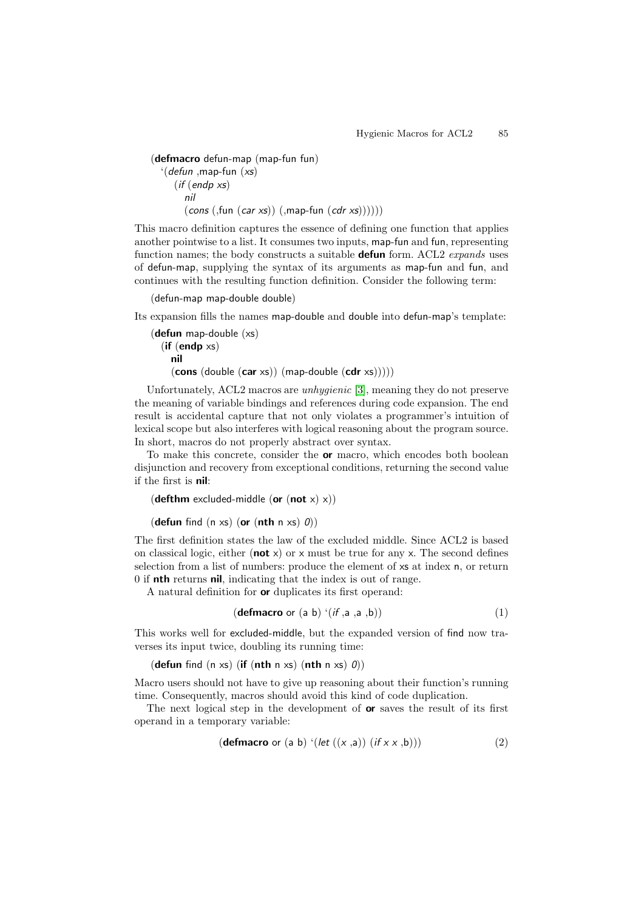```
(defmacro defun-map (map-fun fun)
  `(defun ,map-fun (xs)
     (if (endp xs)
       nil
       (cons (,fun (car xs)) (,map-fun (cdr xs))))))
```

This macro definition captures the essence of defining one function that applies another pointwise to a list. It consumes two inputs, map-fun and fun, representing function names; the body constructs a suitable **defun** form. ACL2 *expands* uses of defun-map, supplying the syntax of its arguments as map-fun and fun, and continues with the resulting function definition. Consider the following term:

```
(defun-map map-double double)
```

Its expansion fills the names map-double and double into defun-map's template:

```
(defun map-double (xs)
  (if (endp xs)
    nil
    (cons (double (car xs)) (map-double (cdr xs)))))
```

Unfortunately, ACL2 macros are *unhygienic* [3], meaning they do not preserve the meaning of variable bindings and references during code expansion. The end result is accidental capture that not only violates a programmer's intuition of lexical scope but also interferes with logical reasoning about the program source. In short, macros do not properly abstract over syntax.

To make this concrete, consider the **or** macro, which encodes both boolean disjunction and recovery from exceptional conditions, returning the second value if the first is **nil**:

```
(defthm excluded-middle (or (not x) x))

(defun find (n xs) (or (nth n xs) 0))
```

The first definition states the law of the excluded middle. Since ACL2 is based on classical logic, either (**not** x) or x must be true for any x. The second defines selection from a list of numbers: produce the element of xs at index n, or return 0 if **nth** returns **nil**, indicating that the index is out of range.

A natural definition for **or** duplicates its first operand:

```
(defmacro or (a b) `(if ,a ,a ,b))                                  (1)
```

This works well for excluded-middle, but the expanded version of find now traverses its input twice, doubling its running time:

```
(defun find (n xs) (if (nth n xs) (nth n xs) 0))
```

Macro users should not have to give up reasoning about their function's running time. Consequently, macros should avoid this kind of code duplication.

The next logical step in the development of **or** saves the result of its first operand in a temporary variable:

```
(defmacro or (a b) `(let ((x ,a)) (if x x ,b)))                     (2)
```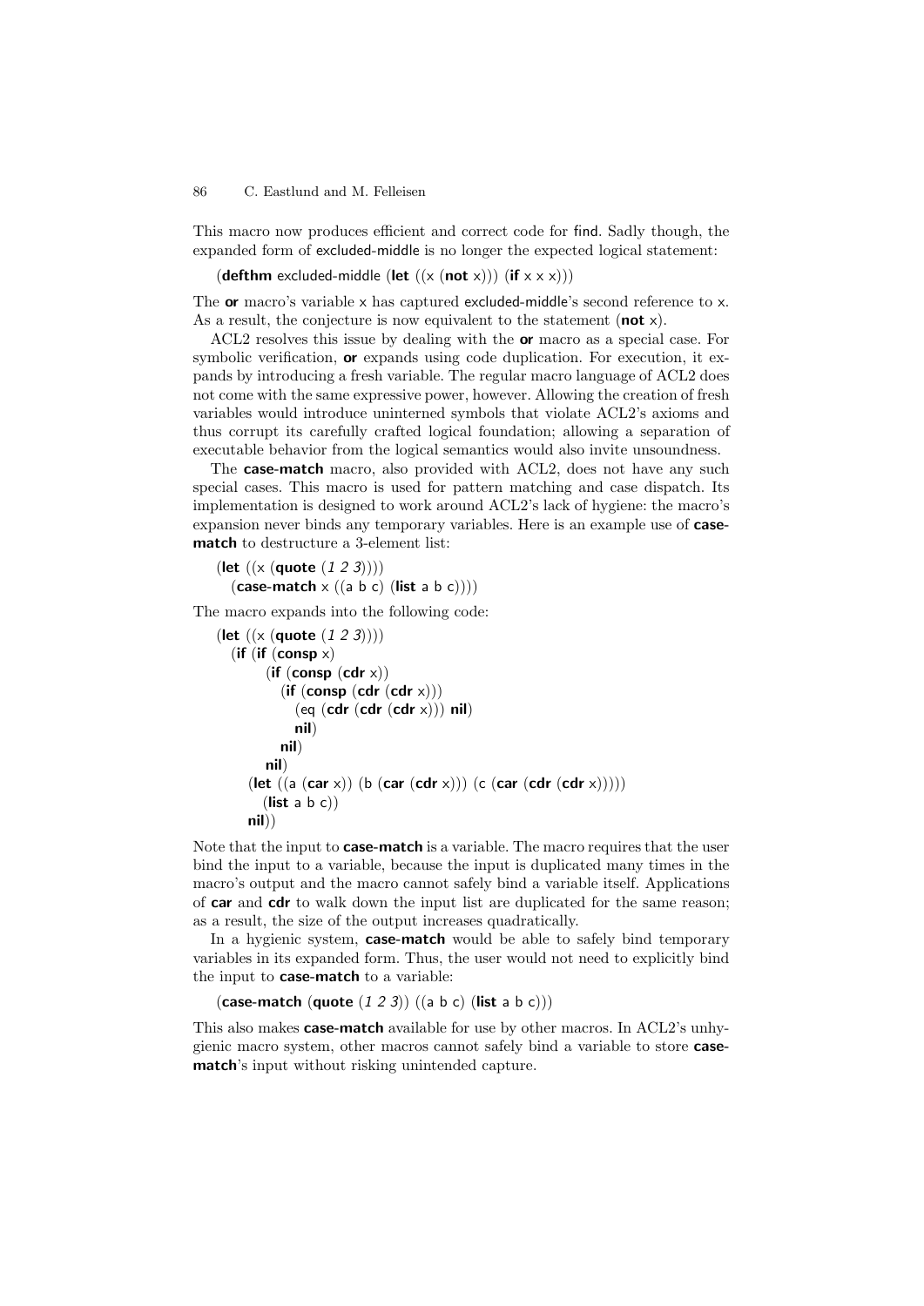This macro now produces efficient and correct code for find. Sadly though, the expanded form of excluded-middle is no longer the expected logical statement:

```
(defthm excluded-middle (let ((x (not x))) (if x x x)))
```

The **or** macro's variable x has captured excluded-middle's second reference to x. As a result, the conjecture is now equivalent to the statement (**not** x).

ACL2 resolves this issue by dealing with the **or** macro as a special case. For symbolic verification, **or** expands using code duplication. For execution, it expands by introducing a fresh variable. The regular macro language of ACL2 does not come with the same expressive power, however. Allowing the creation of fresh variables would introduce uninterned symbols that violate ACL2's axioms and thus corrupt its carefully crafted logical foundation; allowing a separation of executable behavior from the logical semantics would also invite unsoundness.

The **case-match** macro, also provided with ACL2, does not have any such special cases. This macro is used for pattern matching and case dispatch. Its implementation is designed to work around ACL2's lack of hygiene: the macro's expansion never binds any temporary variables. Here is an example use of **case-match** to destructure a 3-element list:

```
(let ((x (quote (1 2 3))))
  (case-match x ((a b c) (list a b c))))
```

The macro expands into the following code:

```
(let ((x (quote (1 2 3))))
  (if (if (consp x)
          (if (consp (cdr x))
              (if (consp (cdr (cdr x)))
                  (eq (cdr (cdr (cdr x))) nil)
                  nil)
              nil)
          nil)
      (let ((a (car x)) (b (car (cdr x))) (c (car (cdr (cdr x)))))
        (list a b c))
      nil))
```

Note that the input to **case-match** is a variable. The macro requires that the user bind the input to a variable, because the input is duplicated many times in the macro's output and the macro cannot safely bind a variable itself. Applications of **car** and **cdr** to walk down the input list are duplicated for the same reason; as a result, the size of the output increases quadratically.

In a hygienic system, **case-match** would be able to safely bind temporary variables in its expanded form. Thus, the user would not need to explicitly bind the input to **case-match** to a variable:

```
(case-match (quote (1 2 3)) ((a b c) (list a b c)))
```

This also makes **case-match** available for use by other macros. In ACL2's unhygienic macro system, other macros cannot safely bind a variable to store **case-match**'s input without risking unintended capture.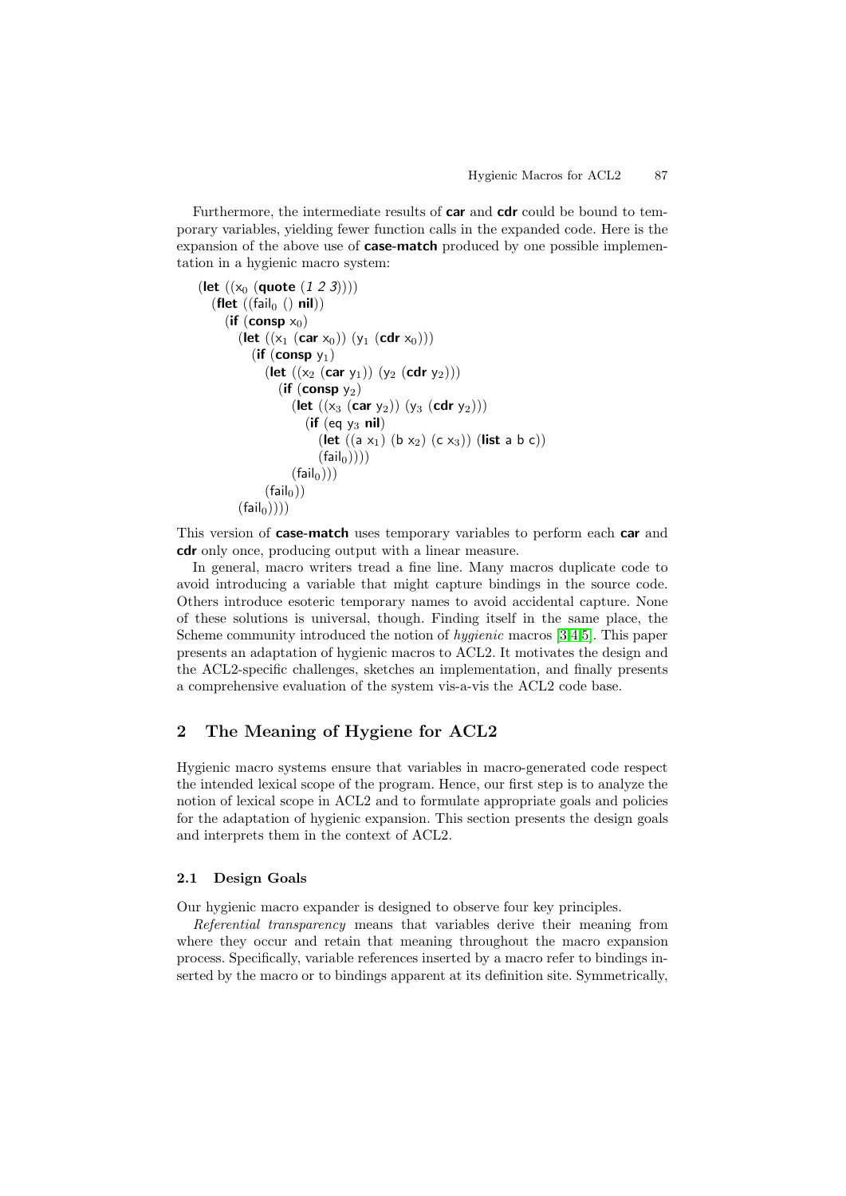Furthermore, the intermediate results of **car** and **cdr** could be bound to temporary variables, yielding fewer function calls in the expanded code. Here is the expansion of the above use of **case-match** produced by one possible implementation in a hygienic macro system:

```
(let ((x0 (quote (1 2 3))))
  (flet ((fail0 () nil))
    (if (consp x0)
      (let ((x1 (car x0)) (y1 (cdr x0)))
        (if (consp y1)
          (let ((x2 (car y1)) (y2 (cdr y2)))
            (if (consp y2)
              (let ((x3 (car y2)) (y3 (cdr y2)))
                (if (eq y3 nil)
                  (let ((a x1) (b x2) (c x3)) (list a b c))
                  (fail0))))
              (fail0)))
          (fail0))
      (fail0))))
```

This version of **case-match** uses temporary variables to perform each **car** and **cdr** only once, producing output with a linear measure.

In general, macro writers tread a fine line. Many macros duplicate code to avoid introducing a variable that might capture bindings in the source code. Others introduce esoteric temporary names to avoid accidental capture. None of these solutions is universal, though. Finding itself in the same place, the Scheme community introduced the notion of *hygienic* macros [3,4,5]. This paper presents an adaptation of hygienic macros to ACL2. It motivates the design and the ACL2-specific challenges, sketches an implementation, and finally presents a comprehensive evaluation of the system vis-a-vis the ACL2 code base.

## 2 The Meaning of Hygiene for ACL2

Hygienic macro systems ensure that variables in macro-generated code respect the intended lexical scope of the program. Hence, our first step is to analyze the notion of lexical scope in ACL2 and to formulate appropriate goals and policies for the adaptation of hygienic expansion. This section presents the design goals and interprets them in the context of ACL2.

### 2.1 Design Goals

Our hygienic macro expander is designed to observe four key principles.

*Referential transparency* means that variables derive their meaning from where they occur and retain that meaning throughout the macro expansion process. Specifically, variable references inserted by a macro refer to bindings inserted by the macro or to bindings apparent at its definition site. Symmetrically,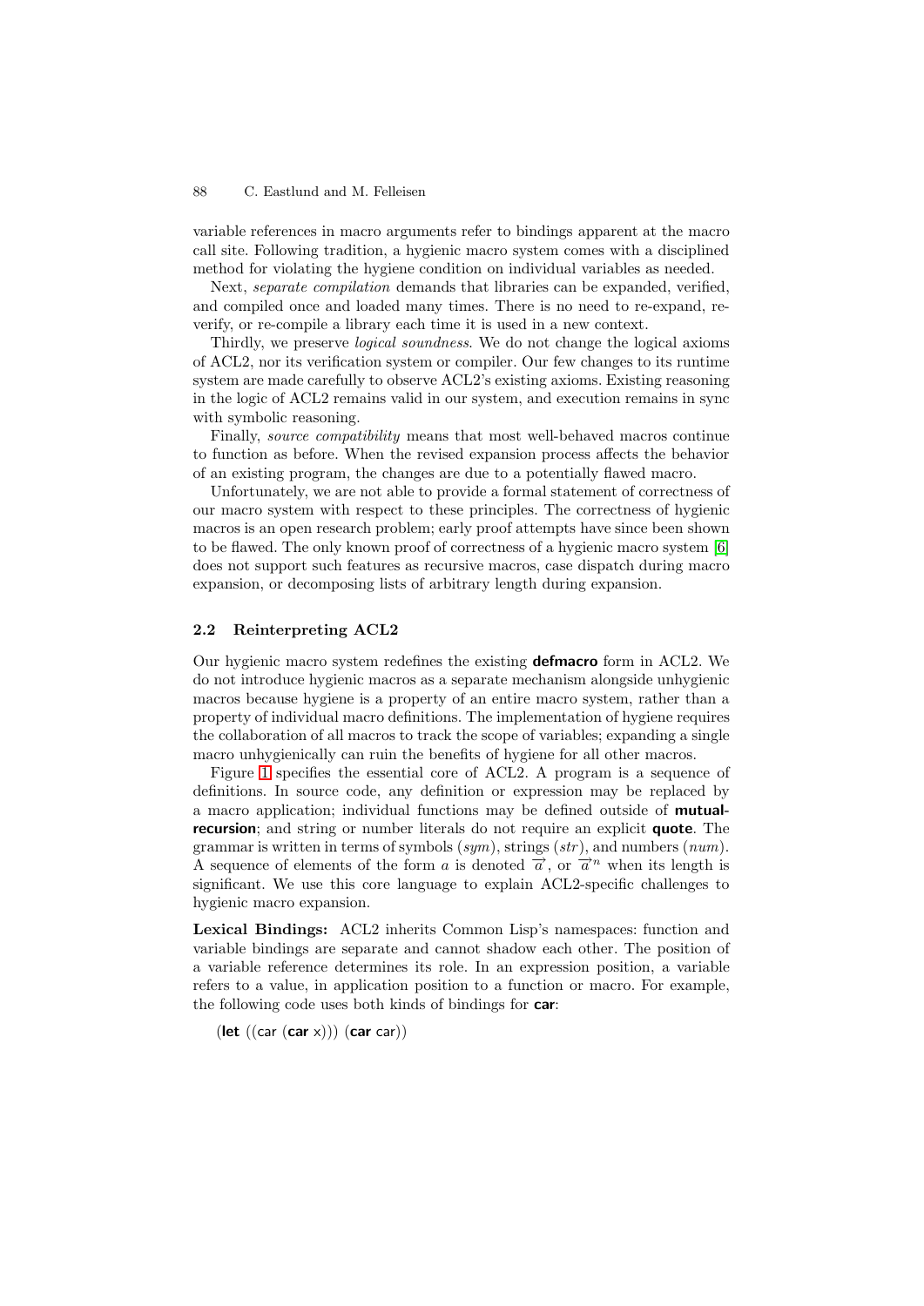variable references in macro arguments refer to bindings apparent at the macro call site. Following tradition, a hygienic macro system comes with a disciplined method for violating the hygiene condition on individual variables as needed.

Next, *separate compilation* demands that libraries can be expanded, verified, and compiled once and loaded many times. There is no need to re-expand, re-verify, or re-compile a library each time it is used in a new context.

Thirdly, we preserve *logical soundness*. We do not change the logical axioms of ACL2, nor its verification system or compiler. Our few changes to its runtime system are made carefully to observe ACL2's existing axioms. Existing reasoning in the logic of ACL2 remains valid in our system, and execution remains in sync with symbolic reasoning.

Finally, *source compatibility* means that most well-behaved macros continue to function as before. When the revised expansion process affects the behavior of an existing program, the changes are due to a potentially flawed macro.

Unfortunately, we are not able to provide a formal statement of correctness of our macro system with respect to these principles. The correctness of hygienic macros is an open research problem; early proof attempts have since been shown to be flawed. The only known proof of correctness of a hygienic macro system [6] does not support such features as recursive macros, case dispatch during macro expansion, or decomposing lists of arbitrary length during expansion.

### 2.2 Reinterpreting ACL2

Our hygienic macro system redefines the existing **defmacro** form in ACL2. We do not introduce hygienic macros as a separate mechanism alongside unhygienic macros because hygiene is a property of an entire macro system, rather than a property of individual macro definitions. The implementation of hygiene requires the collaboration of all macros to track the scope of variables; expanding a single macro unhygienically can ruin the benefits of hygiene for all other macros.

Figure 1 specifies the essential core of ACL2. A program is a sequence of definitions. In source code, any definition or expression may be replaced by a macro application; individual functions may be defined outside of **mutual-recursion**; and string or number literals do not require an explicit **quote**. The grammar is written in terms of symbols (*sym*), strings (*str*), and numbers (*num*). A sequence of elements of the form $a$ is denoted $\overrightarrow{a}$, or $\overrightarrow{a}^n$ when its length is significant. We use this core language to explain ACL2-specific challenges to hygienic macro expansion.

**Lexical Bindings:** ACL2 inherits Common Lisp's namespaces: function and variable bindings are separate and cannot shadow each other. The position of a variable reference determines its role. In an expression position, a variable refers to a value, in application position to a function or macro. For example, the following code uses both kinds of bindings for **car**:

```
(let ((car (car x))) (car car))
```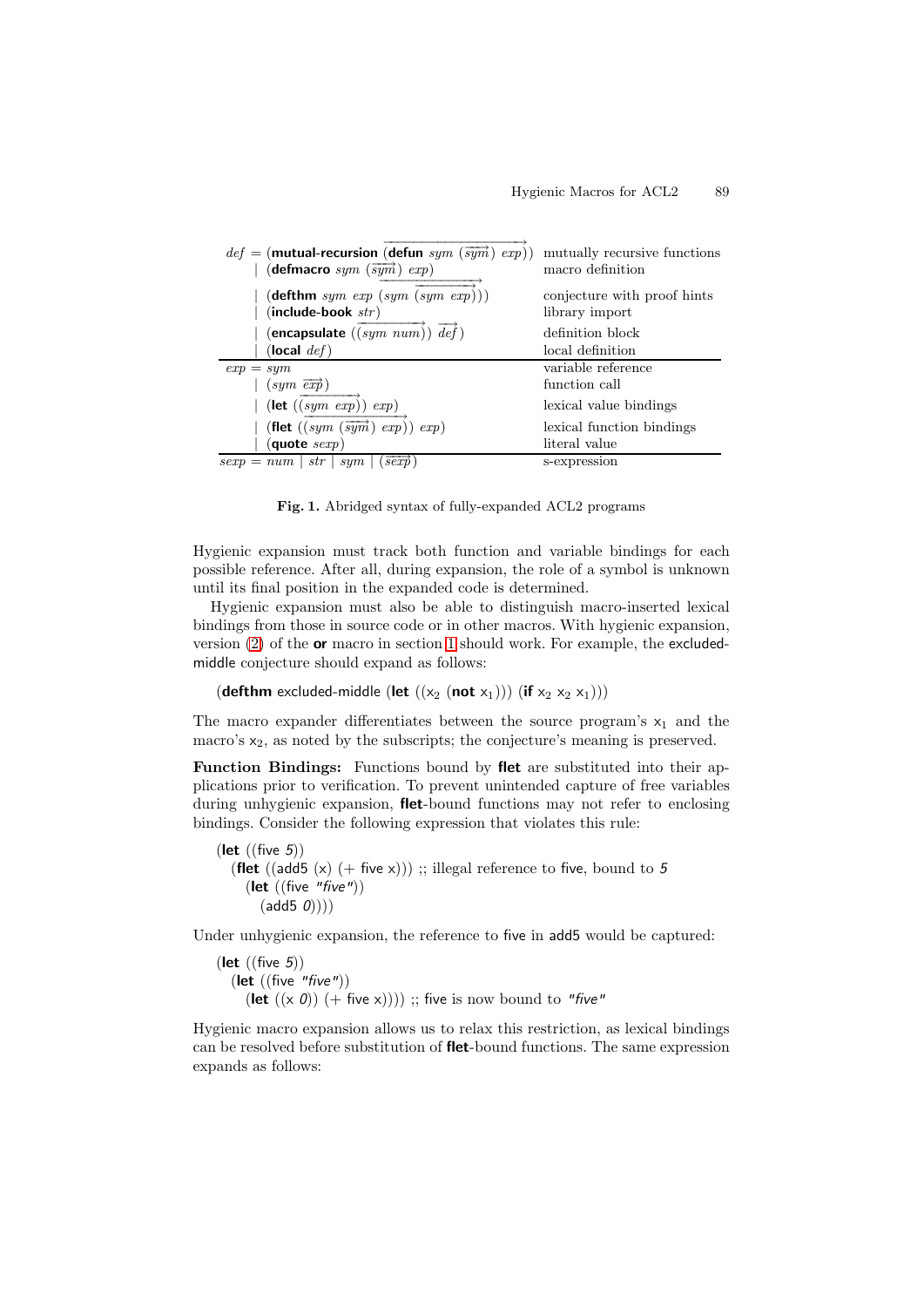| Grammar | Description |
|---|---|
| $def$ = (**mutual-recursion** $\overrightarrow{(\textbf{defun}\ sym\ (\overrightarrow{sym})\ exp)}$) | mutually recursive functions |
| \| (**defmacro** $sym$ $(\overrightarrow{sym})$ $exp$) | macro definition |
| \| (**defthm** $sym$ $exp$ $(sym\ \overrightarrow{(sym\ exp)})$) | conjecture with proof hints |
| \| (**include-book** $str$) | library import |
| \| (**encapsulate** $(\overrightarrow{(sym\ num)})$ $\overrightarrow{def}$) | definition block |
| \| (**local** $def$) | local definition |
| $exp$ = $sym$ | variable reference |
| \| $(sym\ \overrightarrow{exp})$ | function call |
| \| (**let** $(\overrightarrow{(sym\ exp)})$ $exp$) | lexical value bindings |
| \| (**flet** $(\overrightarrow{(sym\ (\overrightarrow{sym})\ exp)})$ $exp$) | lexical function bindings |
| \| (**quote** $sexp$) | literal value |
| $sexp$ = $num$ \| $str$ \| $sym$ \| $(\overrightarrow{sexp})$ | s-expression |

**Fig. 1.** Abridged syntax of fully-expanded ACL2 programs

Hygienic expansion must track both function and variable bindings for each possible reference. After all, during expansion, the role of a symbol is unknown until its final position in the expanded code is determined.

Hygienic expansion must also be able to distinguish macro-inserted lexical bindings from those in source code or in other macros. With hygienic expansion, version (2) of the **or** macro in section 1 should work. For example, the excluded-middle conjecture should expand as follows:

```
(defthm excluded-middle (let ((x₂ (not x₁))) (if x₂ x₂ x₁)))
```

The macro expander differentiates between the source program's $x_1$ and the macro's $x_2$, as noted by the subscripts; the conjecture's meaning is preserved.

**Function Bindings:** Functions bound by **flet** are substituted into their applications prior to verification. To prevent unintended capture of free variables during unhygienic expansion, **flet**-bound functions may not refer to enclosing bindings. Consider the following expression that violates this rule:

```
(let ((five 5))
  (flet ((add5 (x) (+ five x))) ;; illegal reference to five, bound to 5
    (let ((five "five"))
      (add5 0))))
```

Under unhygienic expansion, the reference to five in add5 would be captured:

```
(let ((five 5))
  (let ((five "five"))
    (let ((x 0)) (+ five x)))) ;; five is now bound to "five"
```

Hygienic macro expansion allows us to relax this restriction, as lexical bindings can be resolved before substitution of **flet**-bound functions. The same expression expands as follows: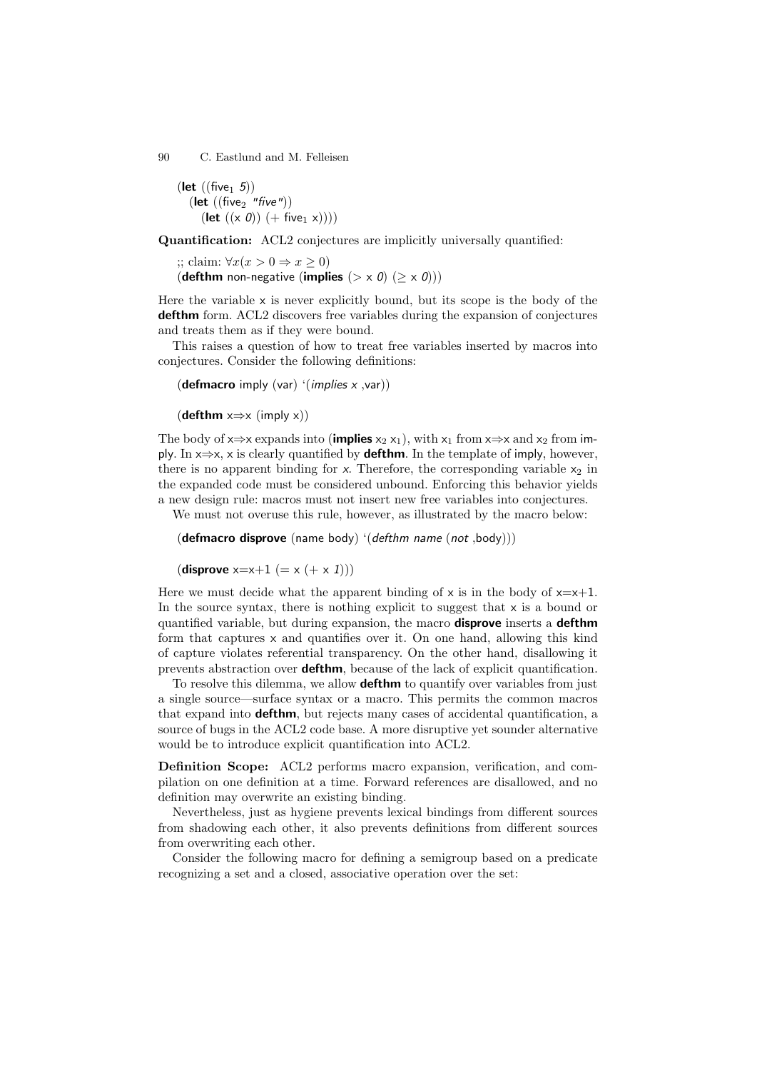```
(let ((five₁ 5))
  (let ((five₂ "five"))
    (let ((x 0)) (+ five₁ x))))
```

**Quantification:** ACL2 conjectures are implicitly universally quantified:

```
;; claim: ∀x(x > 0 ⇒ x ≥ 0)
(defthm non-negative (implies (> x 0) (≥ x 0)))
```

Here the variable x is never explicitly bound, but its scope is the body of the **defthm** form. ACL2 discovers free variables during the expansion of conjectures and treats them as if they were bound.

This raises a question of how to treat free variables inserted by macros into conjectures. Consider the following definitions:

```
(defmacro imply (var) '(implies x ,var))

(defthm x⇒x (imply x))
```

The body of x⇒x expands into (**implies** $x_2$ $x_1$), with $x_1$ from x⇒x and $x_2$ from imply. In x⇒x, x is clearly quantified by **defthm**. In the template of imply, however, there is no apparent binding for *x*. Therefore, the corresponding variable $x_2$ in the expanded code must be considered unbound. Enforcing this behavior yields a new design rule: macros must not insert new free variables into conjectures.

We must not overuse this rule, however, as illustrated by the macro below:

```
(defmacro disprove (name body) '(defthm name (not ,body)))

(disprove x=x+1 (= x (+ x 1)))
```

Here we must decide what the apparent binding of x is in the body of x=x+1. In the source syntax, there is nothing explicit to suggest that x is a bound or quantified variable, but during expansion, the macro **disprove** inserts a **defthm** form that captures x and quantifies over it. On one hand, allowing this kind of capture violates referential transparency. On the other hand, disallowing it prevents abstraction over **defthm**, because of the lack of explicit quantification.

To resolve this dilemma, we allow **defthm** to quantify over variables from just a single source—surface syntax or a macro. This permits the common macros that expand into **defthm**, but rejects many cases of accidental quantification, a source of bugs in the ACL2 code base. A more disruptive yet sounder alternative would be to introduce explicit quantification into ACL2.

**Definition Scope:** ACL2 performs macro expansion, verification, and compilation on one definition at a time. Forward references are disallowed, and no definition may overwrite an existing binding.

Nevertheless, just as hygiene prevents lexical bindings from different sources from shadowing each other, it also prevents definitions from different sources from overwriting each other.

Consider the following macro for defining a semigroup based on a predicate recognizing a set and a closed, associative operation over the set: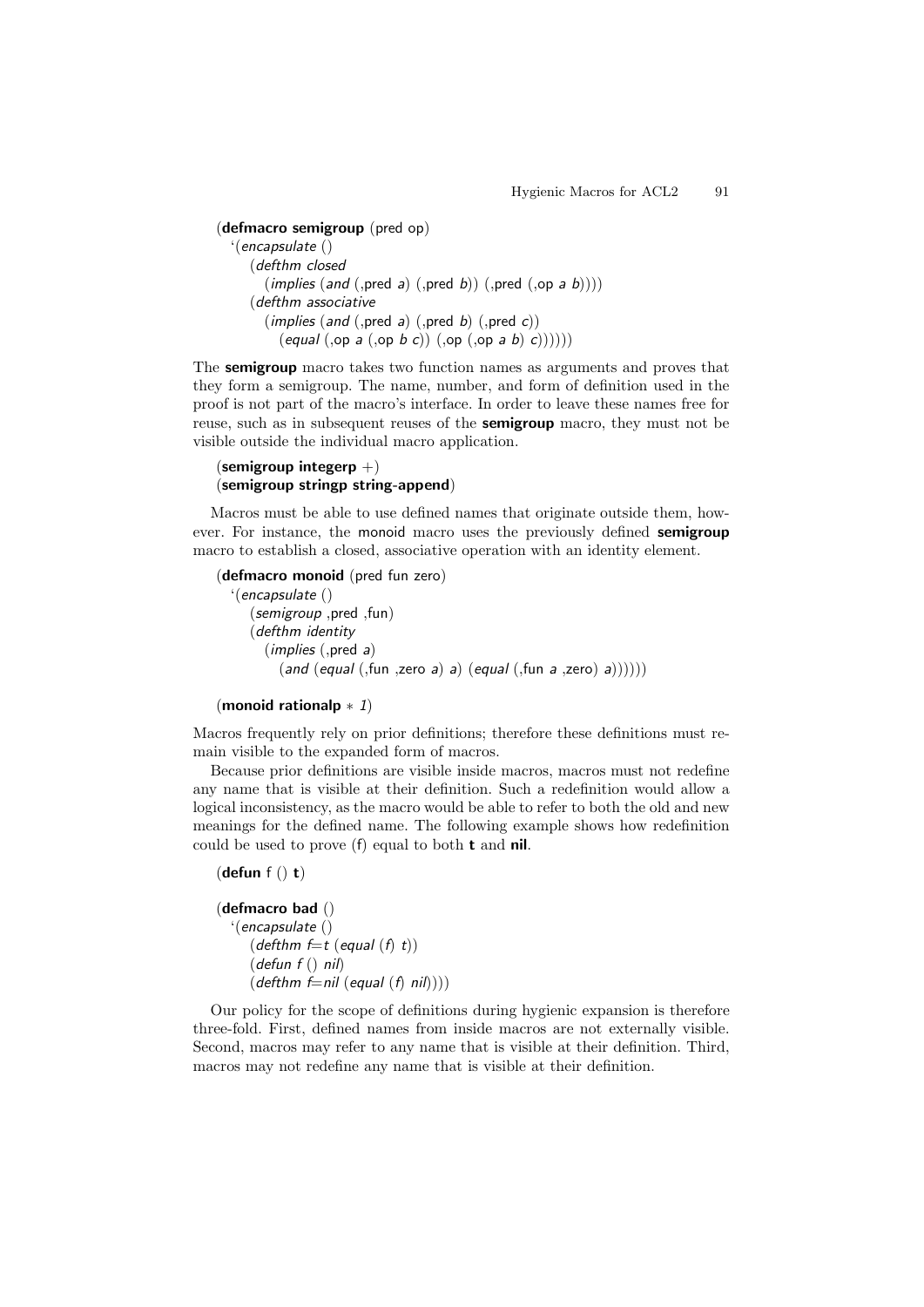```
(defmacro semigroup (pred op)
  `(encapsulate ()
     (defthm closed
       (implies (and (,pred a) (,pred b)) (,pred (,op a b))))
     (defthm associative
       (implies (and (,pred a) (,pred b) (,pred c))
         (equal (,op a (,op b c)) (,op (,op a b) c))))))
```

The **semigroup** macro takes two function names as arguments and proves that they form a semigroup. The name, number, and form of definition used in the proof is not part of the macro's interface. In order to leave these names free for reuse, such as in subsequent reuses of the **semigroup** macro, they must not be visible outside the individual macro application.

```
(semigroup integerp +)
(semigroup stringp string-append)
```

Macros must be able to use defined names that originate outside them, however. For instance, the monoid macro uses the previously defined **semigroup** macro to establish a closed, associative operation with an identity element.

```
(defmacro monoid (pred fun zero)
  `(encapsulate ()
     (semigroup ,pred ,fun)
     (defthm identity
       (implies (,pred a)
         (and (equal (,fun ,zero a) a) (equal (,fun a ,zero) a))))))

(monoid rationalp * 1)
```

Macros frequently rely on prior definitions; therefore these definitions must remain visible to the expanded form of macros.

Because prior definitions are visible inside macros, macros must not redefine any name that is visible at their definition. Such a redefinition would allow a logical inconsistency, as the macro would be able to refer to both the old and new meanings for the defined name. The following example shows how redefinition could be used to prove (f) equal to both **t** and **nil**.

```
(defun f () t)

(defmacro bad ()
  `(encapsulate ()
     (defthm f=t (equal (f) t))
     (defun f () nil)
     (defthm f=nil (equal (f) nil))))
```

Our policy for the scope of definitions during hygienic expansion is therefore three-fold. First, defined names from inside macros are not externally visible. Second, macros may refer to any name that is visible at their definition. Third, macros may not redefine any name that is visible at their definition.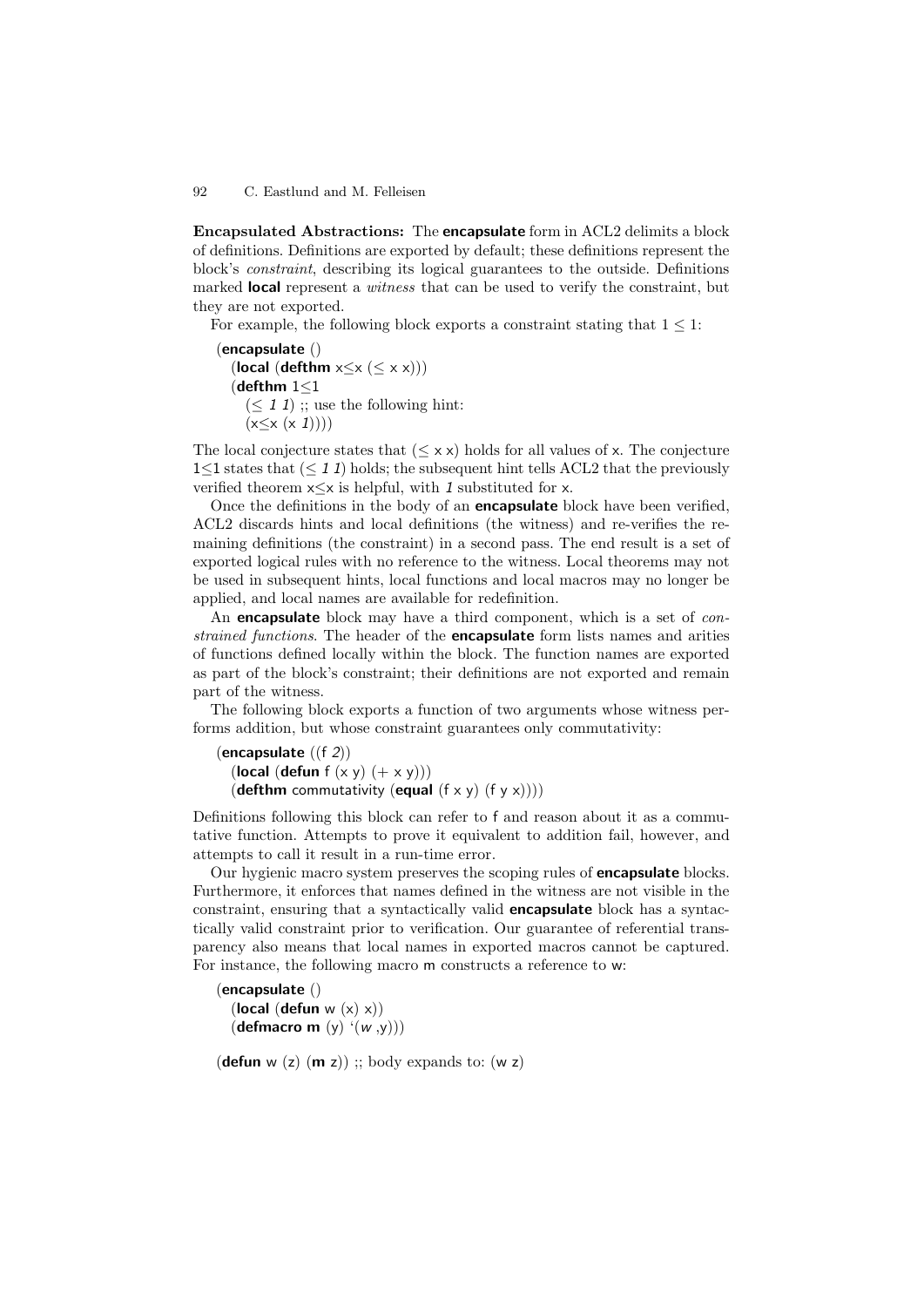**Encapsulated Abstractions:** The **encapsulate** form in ACL2 delimits a block of definitions. Definitions are exported by default; these definitions represent the block's *constraint*, describing its logical guarantees to the outside. Definitions marked **local** represent a *witness* that can be used to verify the constraint, but they are not exported.

For example, the following block exports a constraint stating that $1 \leq 1$:

```
(encapsulate ()
  (local (defthm x≤x (≤ x x)))
  (defthm 1≤1
    (≤ 1 1) ;; use the following hint:
    (x≤x (x 1))))
```

The local conjecture states that (≤ x x) holds for all values of x. The conjecture 1≤1 states that (≤ *1 1*) holds; the subsequent hint tells ACL2 that the previously verified theorem x≤x is helpful, with *1* substituted for x.

Once the definitions in the body of an **encapsulate** block have been verified, ACL2 discards hints and local definitions (the witness) and re-verifies the remaining definitions (the constraint) in a second pass. The end result is a set of exported logical rules with no reference to the witness. Local theorems may not be used in subsequent hints, local functions and local macros may no longer be applied, and local names are available for redefinition.

An **encapsulate** block may have a third component, which is a set of *constrained functions*. The header of the **encapsulate** form lists names and arities of functions defined locally within the block. The function names are exported as part of the block's constraint; their definitions are not exported and remain part of the witness.

The following block exports a function of two arguments whose witness performs addition, but whose constraint guarantees only commutativity:

```
(encapsulate ((f 2))
  (local (defun f (x y) (+ x y)))
  (defthm commutativity (equal (f x y) (f y x))))
```

Definitions following this block can refer to f and reason about it as a commutative function. Attempts to prove it equivalent to addition fail, however, and attempts to call it result in a run-time error.

Our hygienic macro system preserves the scoping rules of **encapsulate** blocks. Furthermore, it enforces that names defined in the witness are not visible in the constraint, ensuring that a syntactically valid **encapsulate** block has a syntactically valid constraint prior to verification. Our guarantee of referential transparency also means that local names in exported macros cannot be captured. For instance, the following macro m constructs a reference to w:

```
(encapsulate ()
  (local (defun w (x) x))
  (defmacro m (y) `(w ,y)))

(defun w (z) (m z)) ;; body expands to: (w z)
```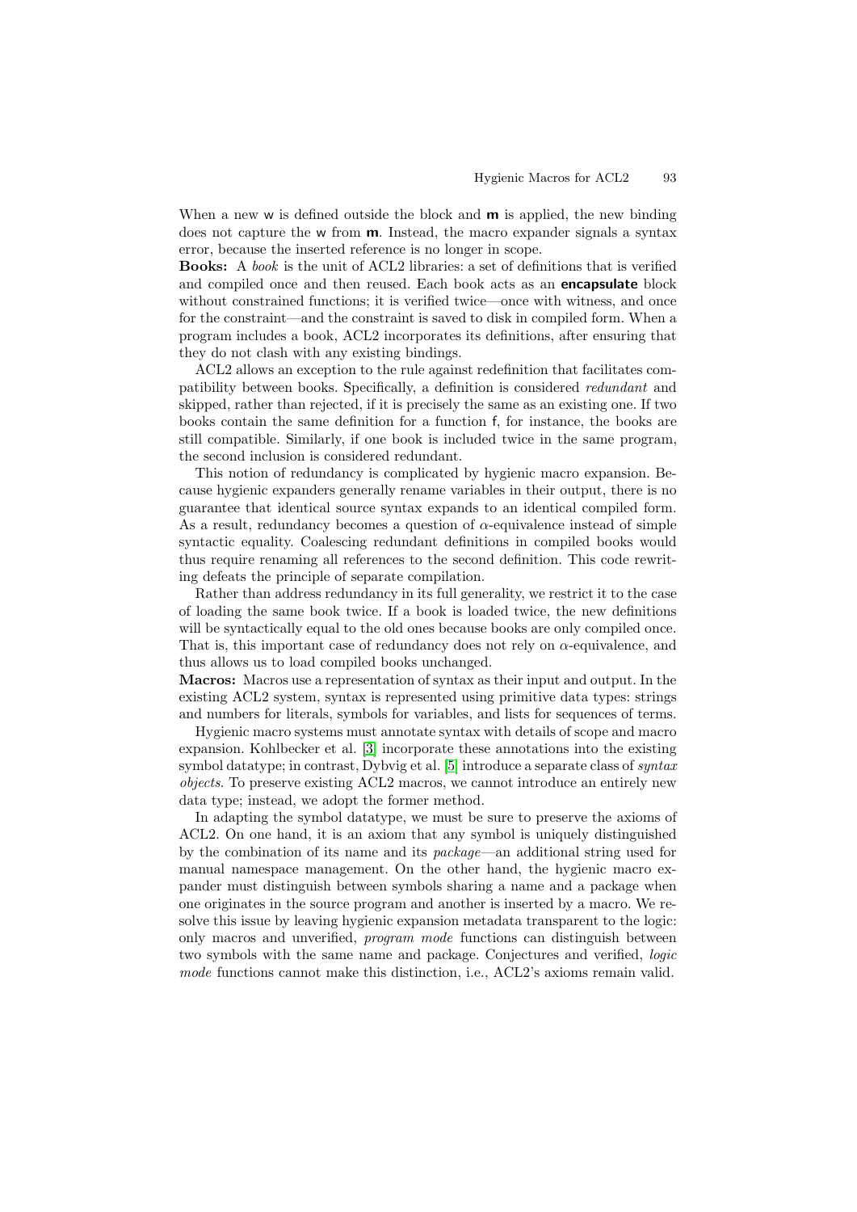When a new w is defined outside the block and **m** is applied, the new binding does not capture the w from **m**. Instead, the macro expander signals a syntax error, because the inserted reference is no longer in scope.

**Books:** A *book* is the unit of ACL2 libraries: a set of definitions that is verified and compiled once and then reused. Each book acts as an **encapsulate** block without constrained functions; it is verified twice—once with witness, and once for the constraint—and the constraint is saved to disk in compiled form. When a program includes a book, ACL2 incorporates its definitions, after ensuring that they do not clash with any existing bindings.

ACL2 allows an exception to the rule against redefinition that facilitates compatibility between books. Specifically, a definition is considered *redundant* and skipped, rather than rejected, if it is precisely the same as an existing one. If two books contain the same definition for a function f, for instance, the books are still compatible. Similarly, if one book is included twice in the same program, the second inclusion is considered redundant.

This notion of redundancy is complicated by hygienic macro expansion. Because hygienic expanders generally rename variables in their output, there is no guarantee that identical source syntax expands to an identical compiled form. As a result, redundancy becomes a question of $\alpha$-equivalence instead of simple syntactic equality. Coalescing redundant definitions in compiled books would thus require renaming all references to the second definition. This code rewriting defeats the principle of separate compilation.

Rather than address redundancy in its full generality, we restrict it to the case of loading the same book twice. If a book is loaded twice, the new definitions will be syntactically equal to the old ones because books are only compiled once. That is, this important case of redundancy does not rely on $\alpha$-equivalence, and thus allows us to load compiled books unchanged.

**Macros:** Macros use a representation of syntax as their input and output. In the existing ACL2 system, syntax is represented using primitive data types: strings and numbers for literals, symbols for variables, and lists for sequences of terms.

Hygienic macro systems must annotate syntax with details of scope and macro expansion. Kohlbecker et al. [3] incorporate these annotations into the existing symbol datatype; in contrast, Dybvig et al. [5] introduce a separate class of *syntax objects*. To preserve existing ACL2 macros, we cannot introduce an entirely new data type; instead, we adopt the former method.

In adapting the symbol datatype, we must be sure to preserve the axioms of ACL2. On one hand, it is an axiom that any symbol is uniquely distinguished by the combination of its name and its *package*—an additional string used for manual namespace management. On the other hand, the hygienic macro expander must distinguish between symbols sharing a name and a package when one originates in the source program and another is inserted by a macro. We resolve this issue by leaving hygienic expansion metadata transparent to the logic: only macros and unverified, *program mode* functions can distinguish between two symbols with the same name and package. Conjectures and verified, *logic mode* functions cannot make this distinction, i.e., ACL2's axioms remain valid.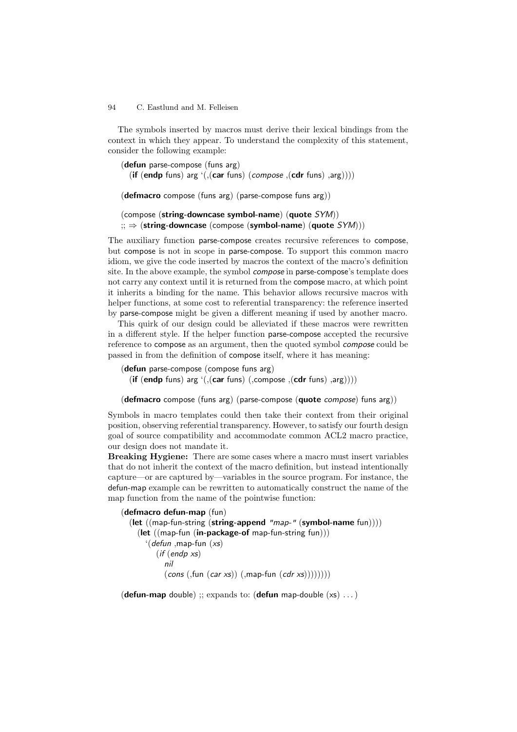The symbols inserted by macros must derive their lexical bindings from the context in which they appear. To understand the complexity of this statement, consider the following example:

```
(defun parse-compose (funs arg)
  (if (endp funs) arg `(,(car funs) (compose ,(cdr funs) ,arg))))

(defmacro compose (funs arg) (parse-compose funs arg))

(compose (string-downcase symbol-name) (quote SYM))
;; ⇒ (string-downcase (compose (symbol-name) (quote SYM)))
```

The auxiliary function parse-compose creates recursive references to compose, but compose is not in scope in parse-compose. To support this common macro idiom, we give the code inserted by macros the context of the macro's definition site. In the above example, the symbol *compose* in parse-compose's template does not carry any context until it is returned from the compose macro, at which point it inherits a binding for the name. This behavior allows recursive macros with helper functions, at some cost to referential transparency: the reference inserted by parse-compose might be given a different meaning if used by another macro.

This quirk of our design could be alleviated if these macros were rewritten in a different style. If the helper function parse-compose accepted the recursive reference to compose as an argument, then the quoted symbol *compose* could be passed in from the definition of compose itself, where it has meaning:

```
(defun parse-compose (compose funs arg)
  (if (endp funs) arg `(,(car funs) (,compose ,(cdr funs) ,arg))))

(defmacro compose (funs arg) (parse-compose (quote compose) funs arg))
```

Symbols in macro templates could then take their context from their original position, observing referential transparency. However, to satisfy our fourth design goal of source compatibility and accommodate common ACL2 macro practice, our design does not mandate it.

**Breaking Hygiene:** There are some cases where a macro must insert variables that do not inherit the context of the macro definition, but instead intentionally capture—or are captured by—variables in the source program. For instance, the defun-map example can be rewritten to automatically construct the name of the map function from the name of the pointwise function:

```
(defmacro defun-map (fun)
  (let ((map-fun-string (string-append "map-" (symbol-name fun))))
    (let ((map-fun (in-package-of map-fun-string fun)))
      `(defun ,map-fun (xs)
         (if (endp xs)
           nil
           (cons (,fun (car xs)) (,map-fun (cdr xs))))))))

(defun-map double) ;; expands to: (defun map-double (xs) ...)
```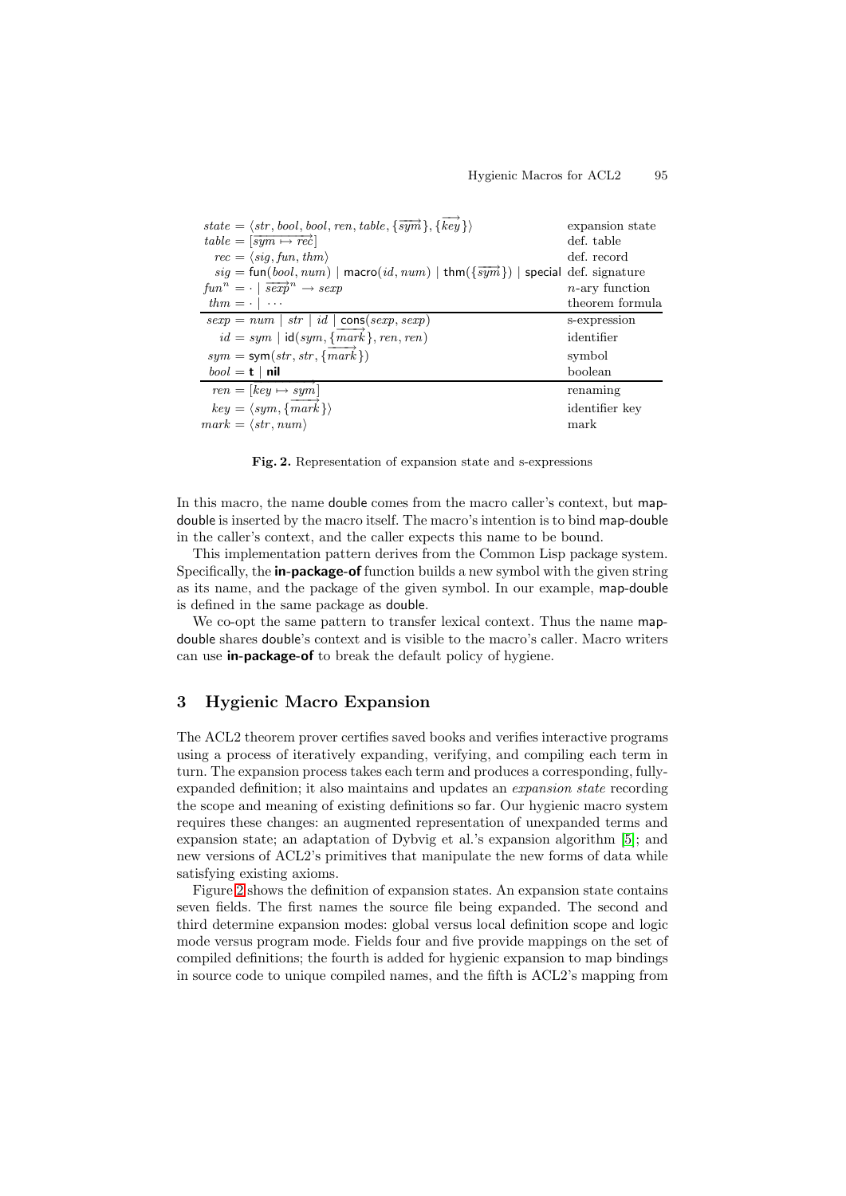| | |
|---|---|
| $state = \langle str, bool, bool, ren, table, \{\overrightarrow{sym}\}, \{\overrightarrow{key}\}\rangle$ | expansion state |
| $table = [\overrightarrow{sym \mapsto rec}]$ | def. table |
| $rec = \langle sig, fun, thm\rangle$ | def. record |
| $sig = \mathsf{fun}(bool, num) \mid \mathsf{macro}(id, num) \mid \mathsf{thm}(\{\overrightarrow{sym}\}) \mid \mathsf{special}$ | def. signature |
| $fun^n = \cdot \mid \overrightarrow{sexp}^n \rightarrow sexp$ | $n$-ary function |
| $thm = \cdot \mid \cdots$ | theorem formula |
| $sexp = num \mid str \mid id \mid \mathsf{cons}(sexp, sexp)$ | s-expression |
| $id = sym \mid \mathsf{id}(sym, \{\overrightarrow{mark}\}, ren, ren)$ | identifier |
| $sym = \mathsf{sym}(str, str, \{\overrightarrow{mark}\})$ | symbol |
| $bool = \mathbf{t} \mid \mathbf{nil}$ | boolean |
| $ren = [\overrightarrow{key \mapsto sym}]$ | renaming |
| $key = \langle sym, \{\overrightarrow{mark}\}\rangle$ | identifier key |
| $mark = \langle str, num\rangle$ | mark |

**Fig. 2.** Representation of expansion state and s-expressions

In this macro, the name double comes from the macro caller's context, but map-double is inserted by the macro itself. The macro's intention is to bind map-double in the caller's context, and the caller expects this name to be bound.

This implementation pattern derives from the Common Lisp package system. Specifically, the **in-package-of** function builds a new symbol with the given string as its name, and the package of the given symbol. In our example, map-double is defined in the same package as double.

We co-opt the same pattern to transfer lexical context. Thus the name map-double shares double's context and is visible to the macro's caller. Macro writers can use **in-package-of** to break the default policy of hygiene.

## 3 Hygienic Macro Expansion

The ACL2 theorem prover certifies saved books and verifies interactive programs using a process of iteratively expanding, verifying, and compiling each term in turn. The expansion process takes each term and produces a corresponding, fully-expanded definition; it also maintains and updates an *expansion state* recording the scope and meaning of existing definitions so far. Our hygienic macro system requires these changes: an augmented representation of unexpanded terms and expansion state; an adaptation of Dybvig et al.'s expansion algorithm [5]; and new versions of ACL2's primitives that manipulate the new forms of data while satisfying existing axioms.

Figure 2 shows the definition of expansion states. An expansion state contains seven fields. The first names the source file being expanded. The second and third determine expansion modes: global versus local definition scope and logic mode versus program mode. Fields four and five provide mappings on the set of compiled definitions; the fourth is added for hygienic expansion to map bindings in source code to unique compiled names, and the fifth is ACL2's mapping from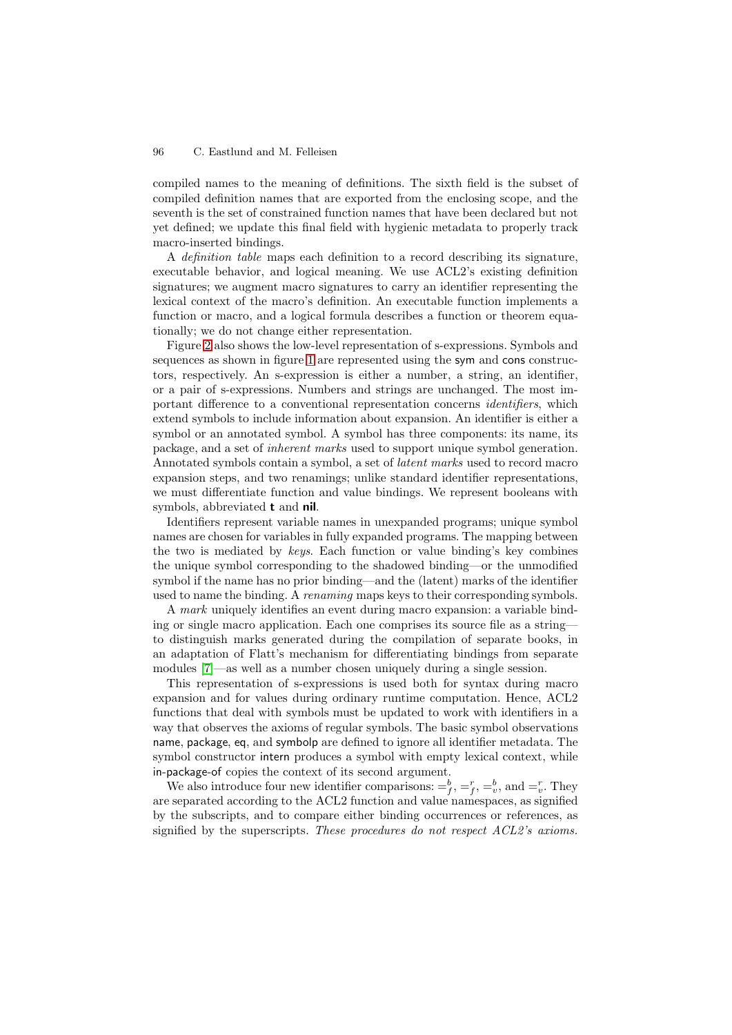compiled names to the meaning of definitions. The sixth field is the subset of compiled definition names that are exported from the enclosing scope, and the seventh is the set of constrained function names that have been declared but not yet defined; we update this final field with hygienic metadata to properly track macro-inserted bindings.

A *definition table* maps each definition to a record describing its signature, executable behavior, and logical meaning. We use ACL2's existing definition signatures; we augment macro signatures to carry an identifier representing the lexical context of the macro's definition. An executable function implements a function or macro, and a logical formula describes a function or theorem equationally; we do not change either representation.

Figure 2 also shows the low-level representation of s-expressions. Symbols and sequences as shown in figure 1 are represented using the sym and cons constructors, respectively. An s-expression is either a number, a string, an identifier, or a pair of s-expressions. Numbers and strings are unchanged. The most important difference to a conventional representation concerns *identifiers*, which extend symbols to include information about expansion. An identifier is either a symbol or an annotated symbol. A symbol has three components: its name, its package, and a set of *inherent marks* used to support unique symbol generation. Annotated symbols contain a symbol, a set of *latent marks* used to record macro expansion steps, and two renamings; unlike standard identifier representations, we must differentiate function and value bindings. We represent booleans with symbols, abbreviated **t** and **nil**.

Identifiers represent variable names in unexpanded programs; unique symbol names are chosen for variables in fully expanded programs. The mapping between the two is mediated by *keys*. Each function or value binding's key combines the unique symbol corresponding to the shadowed binding—or the unmodified symbol if the name has no prior binding—and the (latent) marks of the identifier used to name the binding. A *renaming* maps keys to their corresponding symbols.

A *mark* uniquely identifies an event during macro expansion: a variable binding or single macro application. Each one comprises its source file as a string—to distinguish marks generated during the compilation of separate books, in an adaptation of Flatt's mechanism for differentiating bindings from separate modules [7]—as well as a number chosen uniquely during a single session.

This representation of s-expressions is used both for syntax during macro expansion and for values during ordinary runtime computation. Hence, ACL2 functions that deal with symbols must be updated to work with identifiers in a way that observes the axioms of regular symbols. The basic symbol observations name, package, eq, and symbolp are defined to ignore all identifier metadata. The symbol constructor intern produces a symbol with empty lexical context, while in-package-of copies the context of its second argument.

We also introduce four new identifier comparisons: $=^b_f$, $=^r_f$, $=^b_v$, and $=^r_v$. They are separated according to the ACL2 function and value namespaces, as signified by the subscripts, and to compare either binding occurrences or references, as signified by the superscripts. *These procedures do not respect ACL2's axioms.*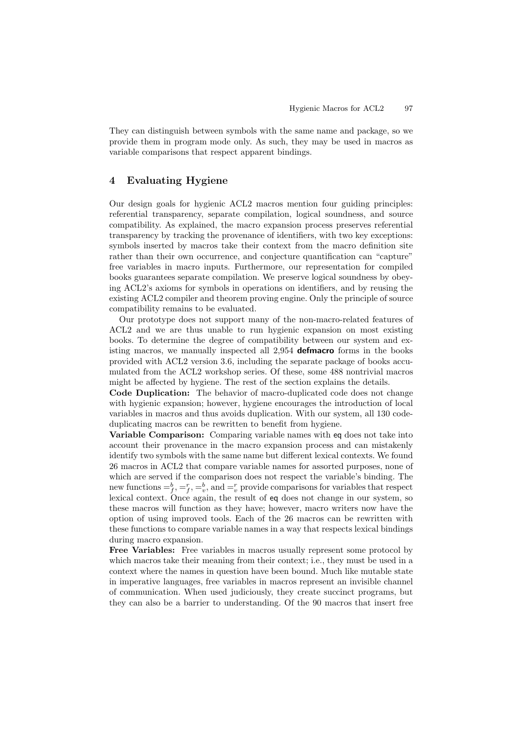They can distinguish between symbols with the same name and package, so we provide them in program mode only. As such, they may be used in macros as variable comparisons that respect apparent bindings.

## 4 Evaluating Hygiene

Our design goals for hygienic ACL2 macros mention four guiding principles: referential transparency, separate compilation, logical soundness, and source compatibility. As explained, the macro expansion process preserves referential transparency by tracking the provenance of identifiers, with two key exceptions: symbols inserted by macros take their context from the macro definition site rather than their own occurrence, and conjecture quantification can "capture" free variables in macro inputs. Furthermore, our representation for compiled books guarantees separate compilation. We preserve logical soundness by obeying ACL2's axioms for symbols in operations on identifiers, and by reusing the existing ACL2 compiler and theorem proving engine. Only the principle of source compatibility remains to be evaluated.

Our prototype does not support many of the non-macro-related features of ACL2 and we are thus unable to run hygienic expansion on most existing books. To determine the degree of compatibility between our system and existing macros, we manually inspected all 2,954 **defmacro** forms in the books provided with ACL2 version 3.6, including the separate package of books accumulated from the ACL2 workshop series. Of these, some 488 nontrivial macros might be affected by hygiene. The rest of the section explains the details.

**Code Duplication:** The behavior of macro-duplicated code does not change with hygienic expansion; however, hygiene encourages the introduction of local variables in macros and thus avoids duplication. With our system, all 130 code-duplicating macros can be rewritten to benefit from hygiene.

**Variable Comparison:** Comparing variable names with `eq` does not take into account their provenance in the macro expansion process and can mistakenly identify two symbols with the same name but different lexical contexts. We found 26 macros in ACL2 that compare variable names for assorted purposes, none of which are served if the comparison does not respect the variable's binding. The new functions $=^b_f$, $=^r_f$, $=^b_v$, and $=^r_v$ provide comparisons for variables that respect lexical context. Once again, the result of `eq` does not change in our system, so these macros will function as they have; however, macro writers now have the option of using improved tools. Each of the 26 macros can be rewritten with these functions to compare variable names in a way that respects lexical bindings during macro expansion.

**Free Variables:** Free variables in macros usually represent some protocol by which macros take their meaning from their context; i.e., they must be used in a context where the names in question have been bound. Much like mutable state in imperative languages, free variables in macros represent an invisible channel of communication. When used judiciously, they create succinct programs, but they can also be a barrier to understanding. Of the 90 macros that insert free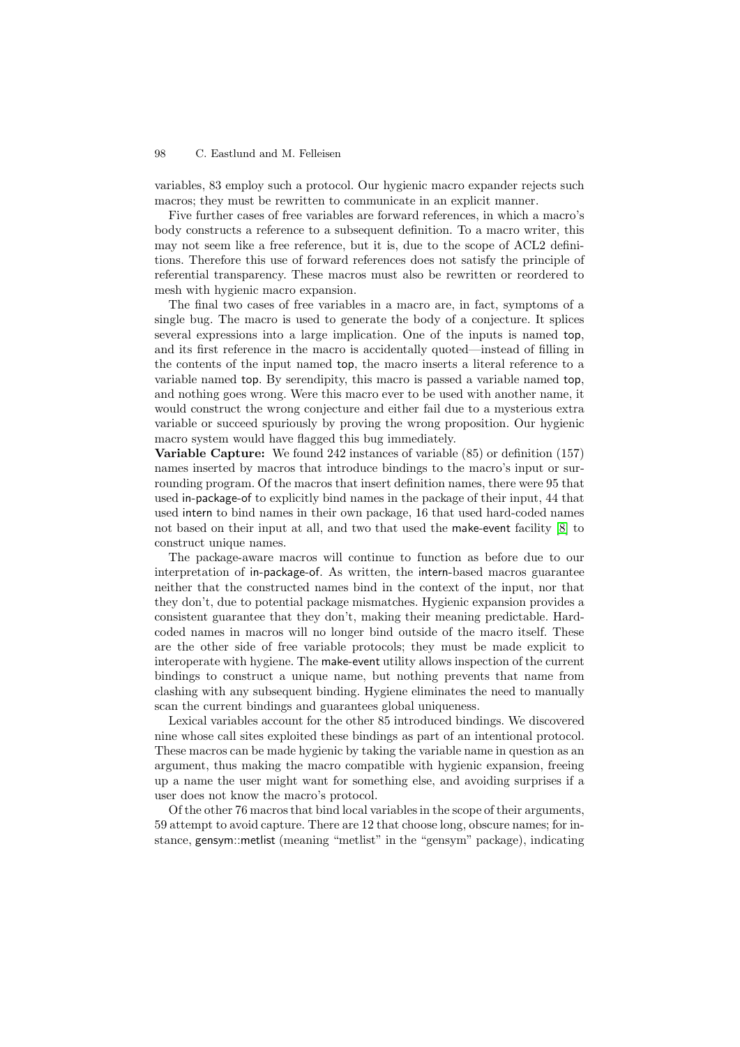variables, 83 employ such a protocol. Our hygienic macro expander rejects such macros; they must be rewritten to communicate in an explicit manner.

Five further cases of free variables are forward references, in which a macro's body constructs a reference to a subsequent definition. To a macro writer, this may not seem like a free reference, but it is, due to the scope of ACL2 definitions. Therefore this use of forward references does not satisfy the principle of referential transparency. These macros must also be rewritten or reordered to mesh with hygienic macro expansion.

The final two cases of free variables in a macro are, in fact, symptoms of a single bug. The macro is used to generate the body of a conjecture. It splices several expressions into a large implication. One of the inputs is named top, and its first reference in the macro is accidentally quoted—instead of filling in the contents of the input named top, the macro inserts a literal reference to a variable named top. By serendipity, this macro is passed a variable named top, and nothing goes wrong. Were this macro ever to be used with another name, it would construct the wrong conjecture and either fail due to a mysterious extra variable or succeed spuriously by proving the wrong proposition. Our hygienic macro system would have flagged this bug immediately.

**Variable Capture:** We found 242 instances of variable (85) or definition (157) names inserted by macros that introduce bindings to the macro's input or surrounding program. Of the macros that insert definition names, there were 95 that used in-package-of to explicitly bind names in the package of their input, 44 that used intern to bind names in their own package, 16 that used hard-coded names not based on their input at all, and two that used the make-event facility [8] to construct unique names.

The package-aware macros will continue to function as before due to our interpretation of in-package-of. As written, the intern-based macros guarantee neither that the constructed names bind in the context of the input, nor that they don't, due to potential package mismatches. Hygienic expansion provides a consistent guarantee that they don't, making their meaning predictable. Hard-coded names in macros will no longer bind outside of the macro itself. These are the other side of free variable protocols; they must be made explicit to interoperate with hygiene. The make-event utility allows inspection of the current bindings to construct a unique name, but nothing prevents that name from clashing with any subsequent binding. Hygiene eliminates the need to manually scan the current bindings and guarantees global uniqueness.

Lexical variables account for the other 85 introduced bindings. We discovered nine whose call sites exploited these bindings as part of an intentional protocol. These macros can be made hygienic by taking the variable name in question as an argument, thus making the macro compatible with hygienic expansion, freeing up a name the user might want for something else, and avoiding surprises if a user does not know the macro's protocol.

Of the other 76 macros that bind local variables in the scope of their arguments, 59 attempt to avoid capture. There are 12 that choose long, obscure names; for instance, gensym::metlist (meaning "metlist" in the "gensym" package), indicating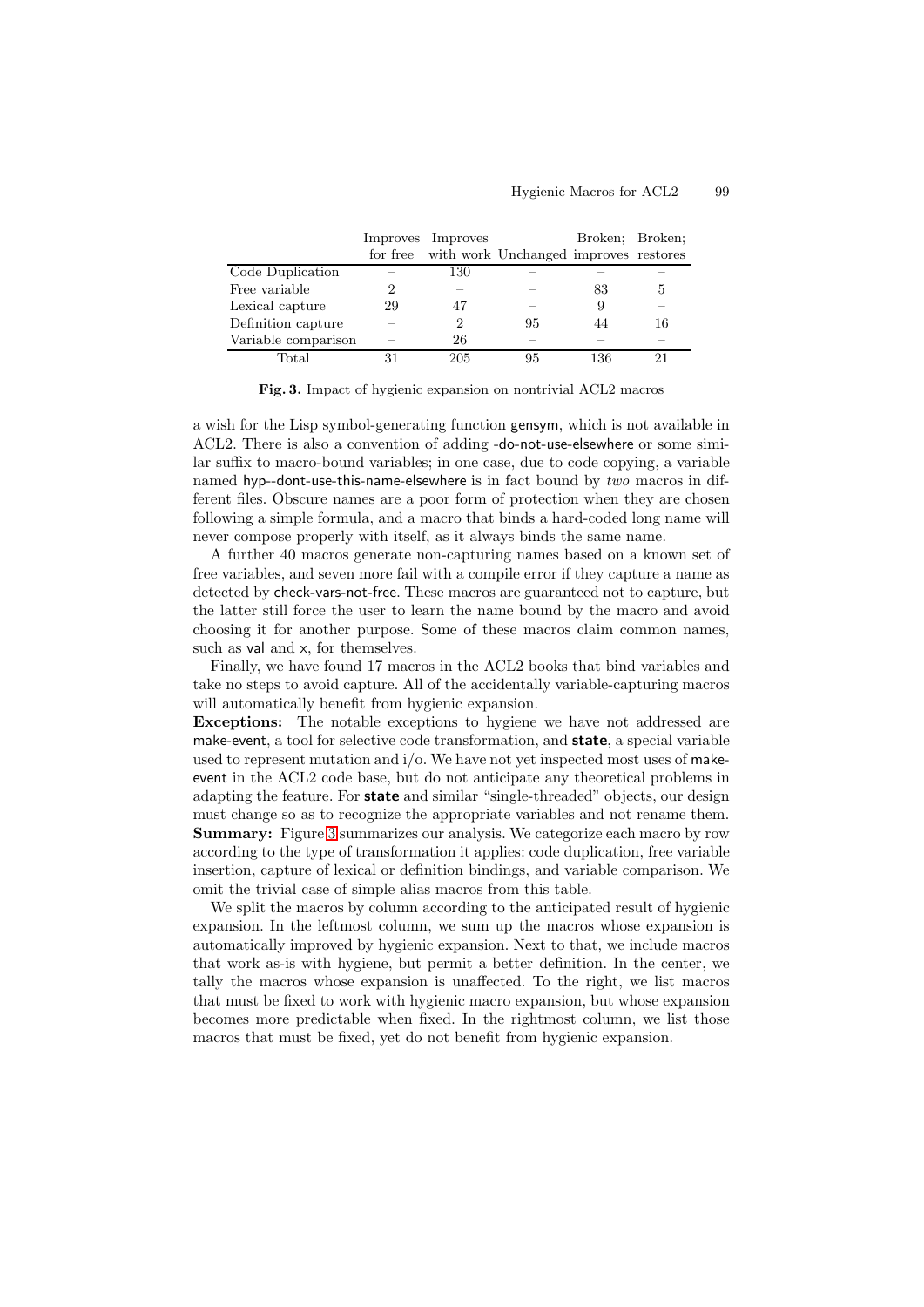| | Improves for free | Improves with work | Unchanged | Broken; improves | Broken; restores |
|---|---|---|---|---|---|
| Code Duplication | – | 130 | – | – | – |
| Free variable | 2 | – | – | 83 | 5 |
| Lexical capture | 29 | 47 | – | 9 | – |
| Definition capture | – | 2 | 95 | 44 | 16 |
| Variable comparison | – | 26 | – | – | – |
| Total | 31 | 205 | 95 | 136 | 21 |

**Fig. 3.** Impact of hygienic expansion on nontrivial ACL2 macros

a wish for the Lisp symbol-generating function gensym, which is not available in ACL2. There is also a convention of adding -do-not-use-elsewhere or some similar suffix to macro-bound variables; in one case, due to code copying, a variable named hyp--dont-use-this-name-elsewhere is in fact bound by *two* macros in different files. Obscure names are a poor form of protection when they are chosen following a simple formula, and a macro that binds a hard-coded long name will never compose properly with itself, as it always binds the same name.

A further 40 macros generate non-capturing names based on a known set of free variables, and seven more fail with a compile error if they capture a name as detected by check-vars-not-free. These macros are guaranteed not to capture, but the latter still force the user to learn the name bound by the macro and avoid choosing it for another purpose. Some of these macros claim common names, such as val and x, for themselves.

Finally, we have found 17 macros in the ACL2 books that bind variables and take no steps to avoid capture. All of the accidentally variable-capturing macros will automatically benefit from hygienic expansion.

**Exceptions:** The notable exceptions to hygiene we have not addressed are make-event, a tool for selective code transformation, and **state**, a special variable used to represent mutation and i/o. We have not yet inspected most uses of make-event in the ACL2 code base, but do not anticipate any theoretical problems in adapting the feature. For **state** and similar "single-threaded" objects, our design must change so as to recognize the appropriate variables and not rename them.

**Summary:** Figure 3 summarizes our analysis. We categorize each macro by row according to the type of transformation it applies: code duplication, free variable insertion, capture of lexical or definition bindings, and variable comparison. We omit the trivial case of simple alias macros from this table.

We split the macros by column according to the anticipated result of hygienic expansion. In the leftmost column, we sum up the macros whose expansion is automatically improved by hygienic expansion. Next to that, we include macros that work as-is with hygiene, but permit a better definition. In the center, we tally the macros whose expansion is unaffected. To the right, we list macros that must be fixed to work with hygienic macro expansion, but whose expansion becomes more predictable when fixed. In the rightmost column, we list those macros that must be fixed, yet do not benefit from hygienic expansion.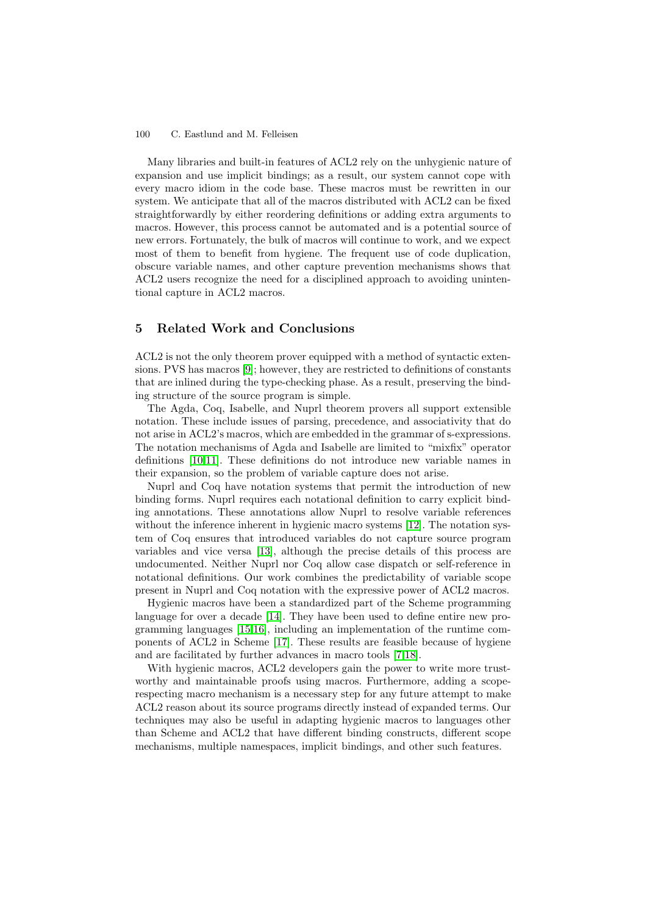Many libraries and built-in features of ACL2 rely on the unhygienic nature of expansion and use implicit bindings; as a result, our system cannot cope with every macro idiom in the code base. These macros must be rewritten in our system. We anticipate that all of the macros distributed with ACL2 can be fixed straightforwardly by either reordering definitions or adding extra arguments to macros. However, this process cannot be automated and is a potential source of new errors. Fortunately, the bulk of macros will continue to work, and we expect most of them to benefit from hygiene. The frequent use of code duplication, obscure variable names, and other capture prevention mechanisms shows that ACL2 users recognize the need for a disciplined approach to avoiding unintentional capture in ACL2 macros.

## 5 Related Work and Conclusions

ACL2 is not the only theorem prover equipped with a method of syntactic extensions. PVS has macros [9]; however, they are restricted to definitions of constants that are inlined during the type-checking phase. As a result, preserving the binding structure of the source program is simple.

The Agda, Coq, Isabelle, and Nuprl theorem provers all support extensible notation. These include issues of parsing, precedence, and associativity that do not arise in ACL2's macros, which are embedded in the grammar of s-expressions. The notation mechanisms of Agda and Isabelle are limited to "mixfix" operator definitions [10,11]. These definitions do not introduce new variable names in their expansion, so the problem of variable capture does not arise.

Nuprl and Coq have notation systems that permit the introduction of new binding forms. Nuprl requires each notational definition to carry explicit binding annotations. These annotations allow Nuprl to resolve variable references without the inference inherent in hygienic macro systems [12]. The notation system of Coq ensures that introduced variables do not capture source program variables and vice versa [13], although the precise details of this process are undocumented. Neither Nuprl nor Coq allow case dispatch or self-reference in notational definitions. Our work combines the predictability of variable scope present in Nuprl and Coq notation with the expressive power of ACL2 macros.

Hygienic macros have been a standardized part of the Scheme programming language for over a decade [14]. They have been used to define entire new programming languages [15,16], including an implementation of the runtime components of ACL2 in Scheme [17]. These results are feasible because of hygiene and are facilitated by further advances in macro tools [7,18].

With hygienic macros, ACL2 developers gain the power to write more trustworthy and maintainable proofs using macros. Furthermore, adding a scope-respecting macro mechanism is a necessary step for any future attempt to make ACL2 reason about its source programs directly instead of expanded terms. Our techniques may also be useful in adapting hygienic macros to languages other than Scheme and ACL2 that have different binding constructs, different scope mechanisms, multiple namespaces, implicit bindings, and other such features.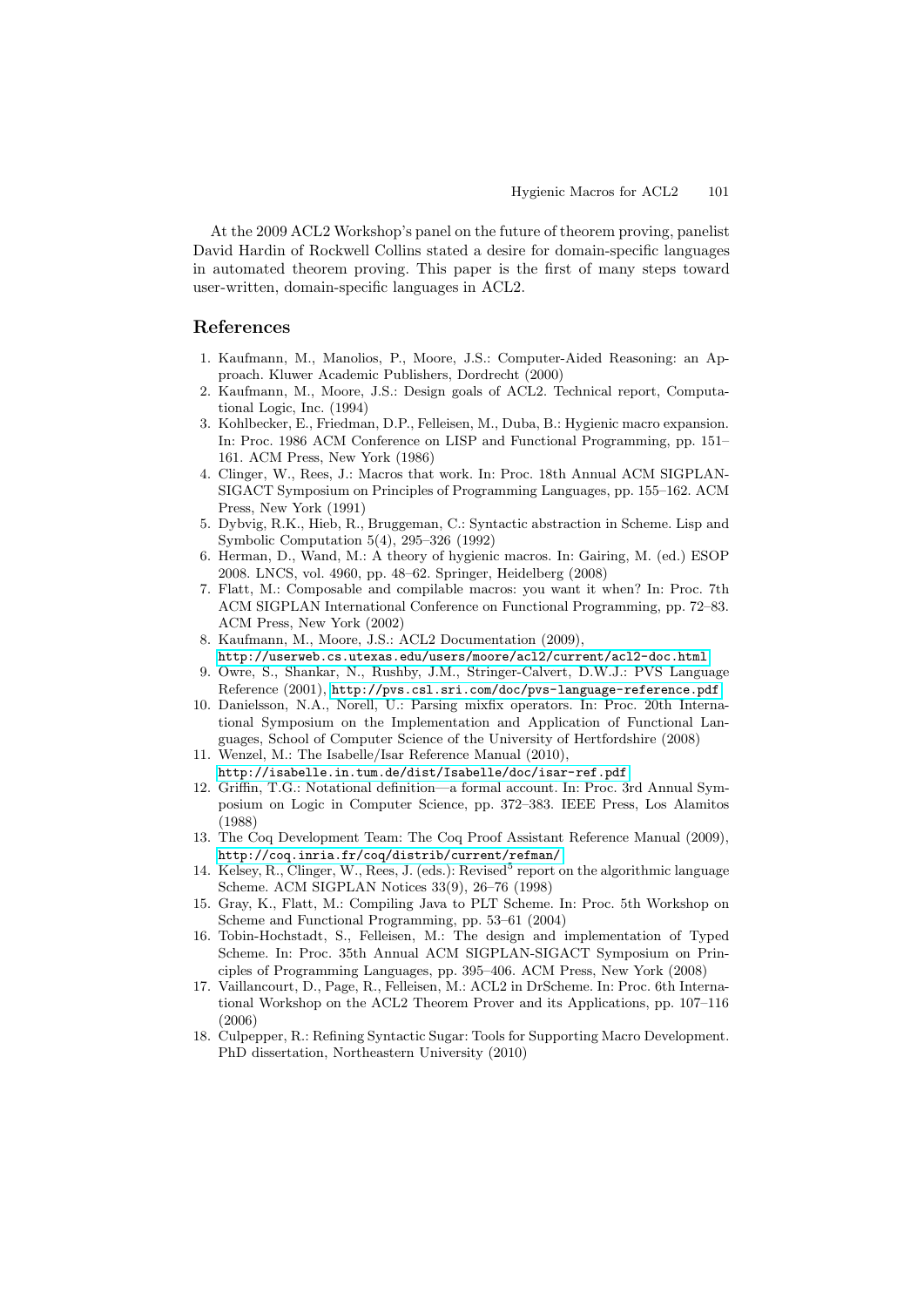At the 2009 ACL2 Workshop's panel on the future of theorem proving, panelist David Hardin of Rockwell Collins stated a desire for domain-specific languages in automated theorem proving. This paper is the first of many steps toward user-written, domain-specific languages in ACL2.

## References

1. Kaufmann, M., Manolios, P., Moore, J.S.: Computer-Aided Reasoning: an Approach. Kluwer Academic Publishers, Dordrecht (2000)
2. Kaufmann, M., Moore, J.S.: Design goals of ACL2. Technical report, Computational Logic, Inc. (1994)
3. Kohlbecker, E., Friedman, D.P., Felleisen, M., Duba, B.: Hygienic macro expansion. In: Proc. 1986 ACM Conference on LISP and Functional Programming, pp. 151–161. ACM Press, New York (1986)
4. Clinger, W., Rees, J.: Macros that work. In: Proc. 18th Annual ACM SIGPLAN-SIGACT Symposium on Principles of Programming Languages, pp. 155–162. ACM Press, New York (1991)
5. Dybvig, R.K., Hieb, R., Bruggeman, C.: Syntactic abstraction in Scheme. Lisp and Symbolic Computation 5(4), 295–326 (1992)
6. Herman, D., Wand, M.: A theory of hygienic macros. In: Gairing, M. (ed.) ESOP 2008. LNCS, vol. 4960, pp. 48–62. Springer, Heidelberg (2008)
7. Flatt, M.: Composable and compilable macros: you want it when? In: Proc. 7th ACM SIGPLAN International Conference on Functional Programming, pp. 72–83. ACM Press, New York (2002)
8. Kaufmann, M., Moore, J.S.: ACL2 Documentation (2009), http://userweb.cs.utexas.edu/users/moore/acl2/current/acl2-doc.html
9. Owre, S., Shankar, N., Rushby, J.M., Stringer-Calvert, D.W.J.: PVS Language Reference (2001), http://pvs.csl.sri.com/doc/pvs-language-reference.pdf
10. Danielsson, N.A., Norell, U.: Parsing mixfix operators. In: Proc. 20th International Symposium on the Implementation and Application of Functional Languages, School of Computer Science of the University of Hertfordshire (2008)
11. Wenzel, M.: The Isabelle/Isar Reference Manual (2010), http://isabelle.in.tum.de/dist/Isabelle/doc/isar-ref.pdf
12. Griffin, T.G.: Notational definition—a formal account. In: Proc. 3rd Annual Symposium on Logic in Computer Science, pp. 372–383. IEEE Press, Los Alamitos (1988)
13. The Coq Development Team: The Coq Proof Assistant Reference Manual (2009), http://coq.inria.fr/coq/distrib/current/refman/
14. Kelsey, R., Clinger, W., Rees, J. (eds.): Revised$^5$ report on the algorithmic language Scheme. ACM SIGPLAN Notices 33(9), 26–76 (1998)
15. Gray, K., Flatt, M.: Compiling Java to PLT Scheme. In: Proc. 5th Workshop on Scheme and Functional Programming, pp. 53–61 (2004)
16. Tobin-Hochstadt, S., Felleisen, M.: The design and implementation of Typed Scheme. In: Proc. 35th Annual ACM SIGPLAN-SIGACT Symposium on Principles of Programming Languages, pp. 395–406. ACM Press, New York (2008)
17. Vaillancourt, D., Page, R., Felleisen, M.: ACL2 in DrScheme. In: Proc. 6th International Workshop on the ACL2 Theorem Prover and its Applications, pp. 107–116 (2006)
18. Culpepper, R.: Refining Syntactic Sugar: Tools for Supporting Macro Development. PhD dissertation, Northeastern University (2010)